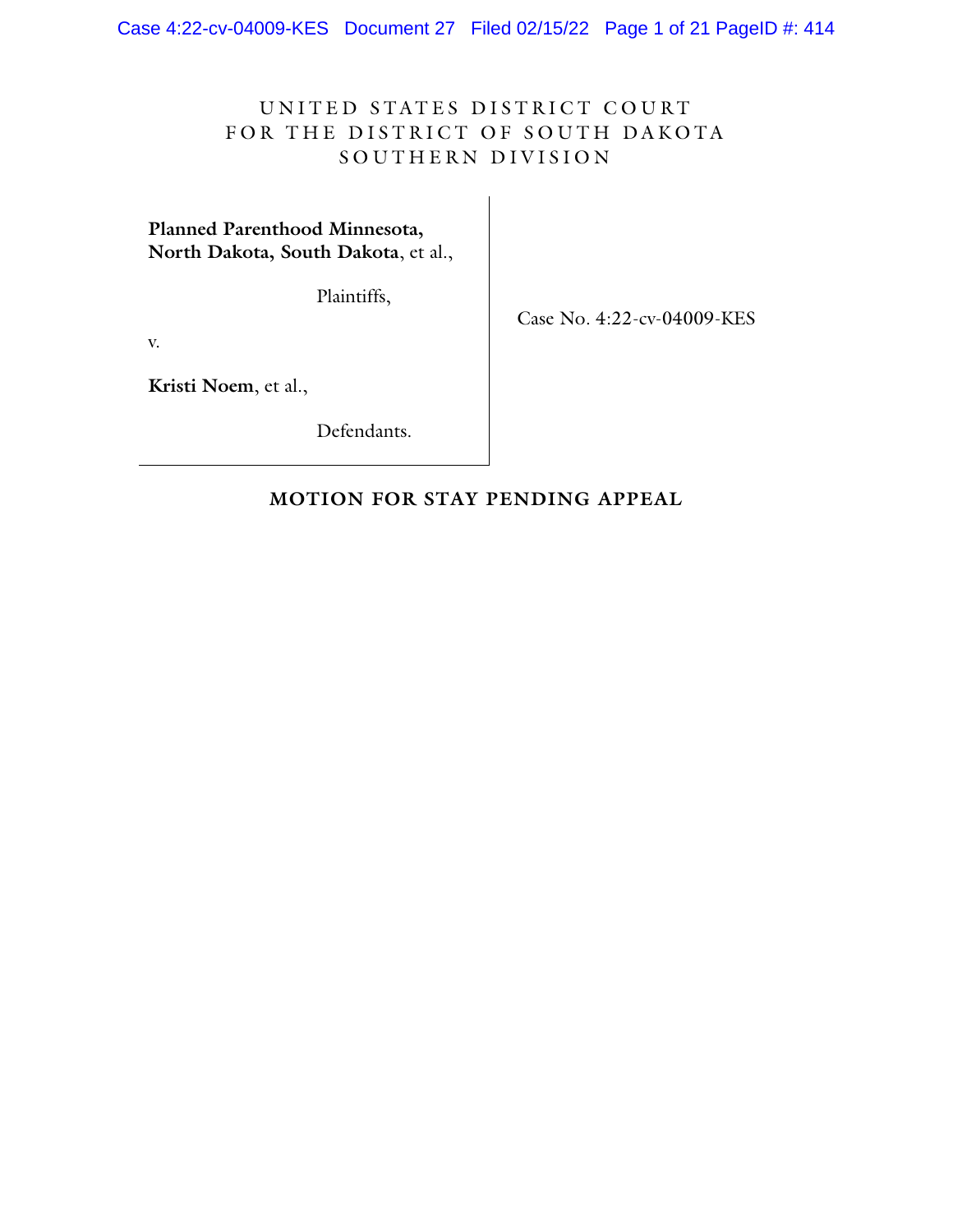UNITED STATES DISTRICT COURT
FOR THE DISTRICT OF SOUTH DAKOTA
SOUTHERN DIVISION

**Planned Parenthood Minnesota, North Dakota, South Dakota**, et al.,

Plaintiffs,

v.

**Kristi Noem**, et al.,

Defendants.

Case No. 4:22-cv-04009-KES

**MOTION FOR STAY PENDING APPEAL**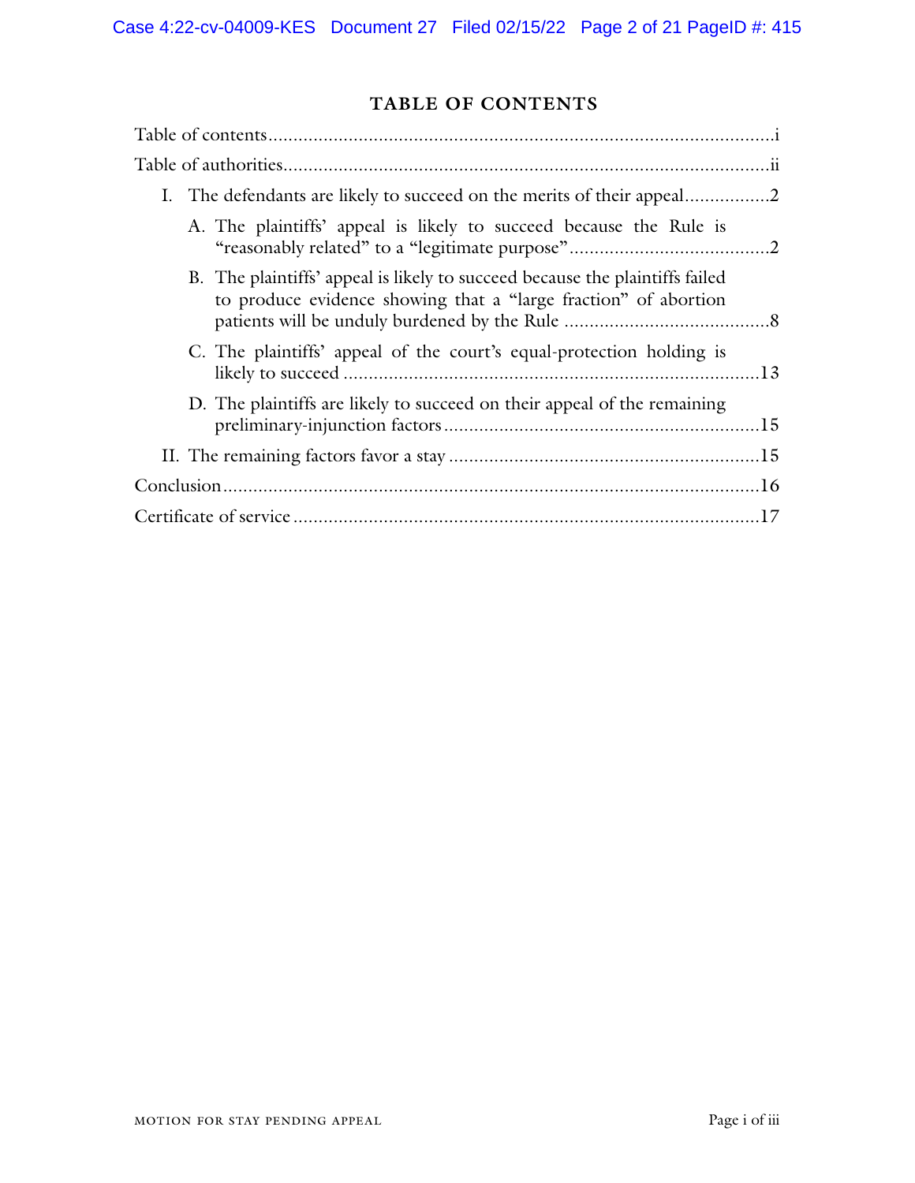# TABLE OF CONTENTS

Table of contents ..................................................................................................i

Table of authorities ...............................................................................................ii

- I. The defendants are likely to succeed on the merits of their appeal .................2
  - A. The plaintiffs' appeal is likely to succeed because the Rule is "reasonably related" to a "legitimate purpose" .......................................2
  - B. The plaintiffs' appeal is likely to succeed because the plaintiffs failed to produce evidence showing that a "large fraction" of abortion patients will be unduly burdened by the Rule .......................................8
  - C. The plaintiffs' appeal of the court's equal-protection holding is likely to succeed ..................................................................................13
  - D. The plaintiffs are likely to succeed on their appeal of the remaining preliminary-injunction factors ..............................................................15
- II. The remaining factors favor a stay .............................................................15

Conclusion ...........................................................................................................16

Certificate of service ............................................................................................17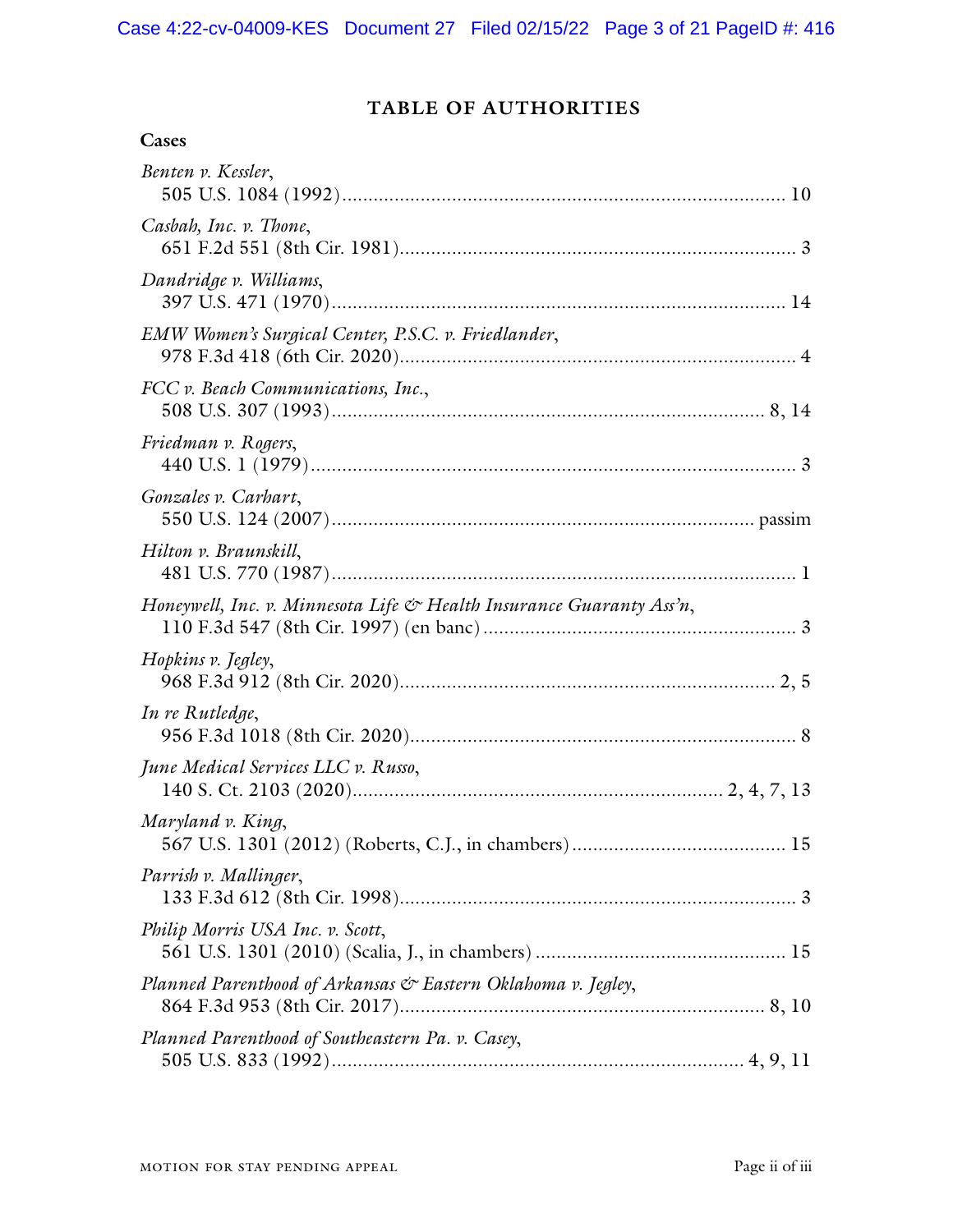## TABLE OF AUTHORITIES

**Cases**

*Benten v. Kessler*,
505 U.S. 1084 (1992) .................................................................................... 10

*Casbah, Inc. v. Thone*,
651 F.2d 551 (8th Cir. 1981) ........................................................................... 3

*Dandridge v. Williams*,
397 U.S. 471 (1970) ...................................................................................... 14

*EMW Women's Surgical Center, P.S.C. v. Friedlander*,
978 F.3d 418 (6th Cir. 2020) ........................................................................... 4

*FCC v. Beach Communications, Inc.*,
508 U.S. 307 (1993) ................................................................................. 8, 14

*Friedman v. Rogers*,
440 U.S. 1 (1979) ............................................................................................ 3

*Gonzales v. Carhart*,
550 U.S. 124 (2007) ................................................................................ passim

*Hilton v. Braunskill*,
481 U.S. 770 (1987) ........................................................................................ 1

*Honeywell, Inc. v. Minnesota Life & Health Insurance Guaranty Ass'n*,
110 F.3d 547 (8th Cir. 1997) (en banc) ........................................................... 3

*Hopkins v. Jegley*,
968 F.3d 912 (8th Cir. 2020) ...................................................................... 2, 5

*In re Rutledge*,
956 F.3d 1018 (8th Cir. 2020) ......................................................................... 8

*June Medical Services LLC v. Russo*,
140 S. Ct. 2103 (2020) ..................................................................... 2, 4, 7, 13

*Maryland v. King*,
567 U.S. 1301 (2012) (Roberts, C.J., in chambers) ........................................ 15

*Parrish v. Mallinger*,
133 F.3d 612 (8th Cir. 1998) ........................................................................... 3

*Philip Morris USA Inc. v. Scott*,
561 U.S. 1301 (2010) (Scalia, J., in chambers) ............................................... 15

*Planned Parenthood of Arkansas & Eastern Oklahoma v. Jegley*,
864 F.3d 953 (8th Cir. 2017) .................................................................... 8, 10

*Planned Parenthood of Southeastern Pa. v. Casey*,
505 U.S. 833 (1992) ............................................................................. 4, 9, 11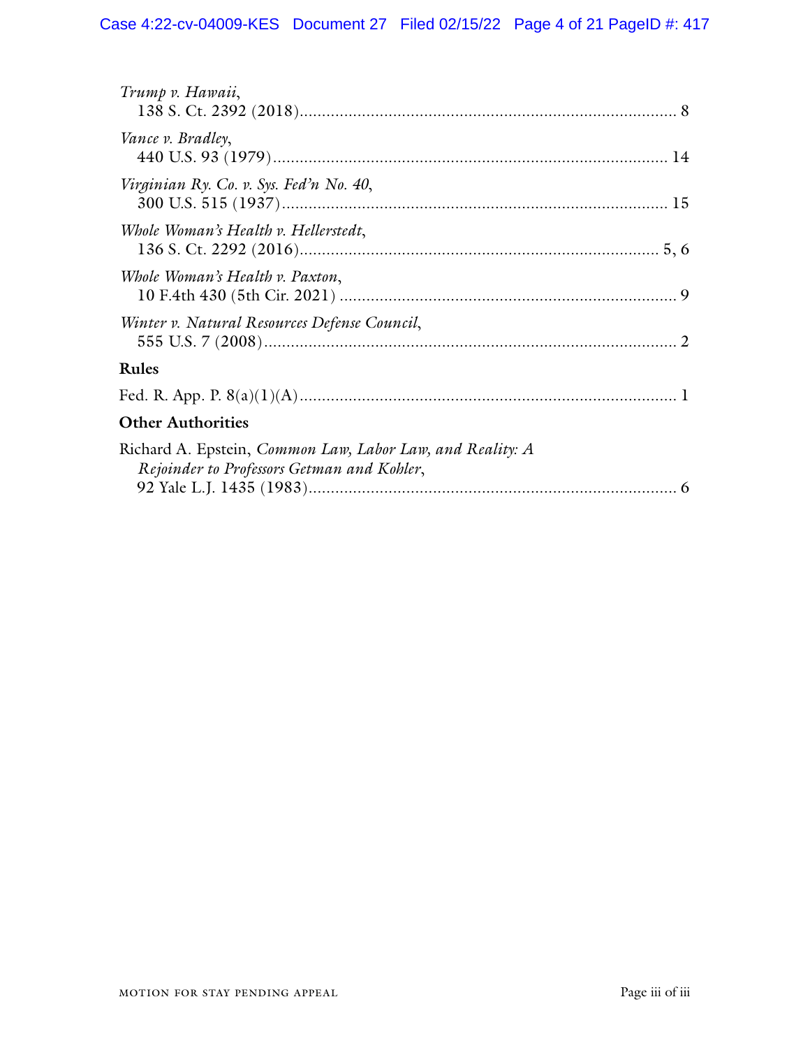*Trump v. Hawaii*,
138 S. Ct. 2392 (2018)........................................................................................ 8

*Vance v. Bradley*,
440 U.S. 93 (1979)........................................................................................ 14

*Virginian Ry. Co. v. Sys. Fed'n No. 40*,
300 U.S. 515 (1937)........................................................................................ 15

*Whole Woman's Health v. Hellerstedt*,
136 S. Ct. 2292 (2016)........................................................................................ 5, 6

*Whole Woman's Health v. Paxton*,
10 F.4th 430 (5th Cir. 2021)........................................................................................ 9

*Winter v. Natural Resources Defense Council*,
555 U.S. 7 (2008)........................................................................................ 2

**Rules**

Fed. R. App. P. 8(a)(1)(A)........................................................................................ 1

**Other Authorities**

Richard A. Epstein, *Common Law, Labor Law, and Reality: A Rejoinder to Professors Getman and Kohler*,
92 Yale L.J. 1435 (1983)........................................................................................ 6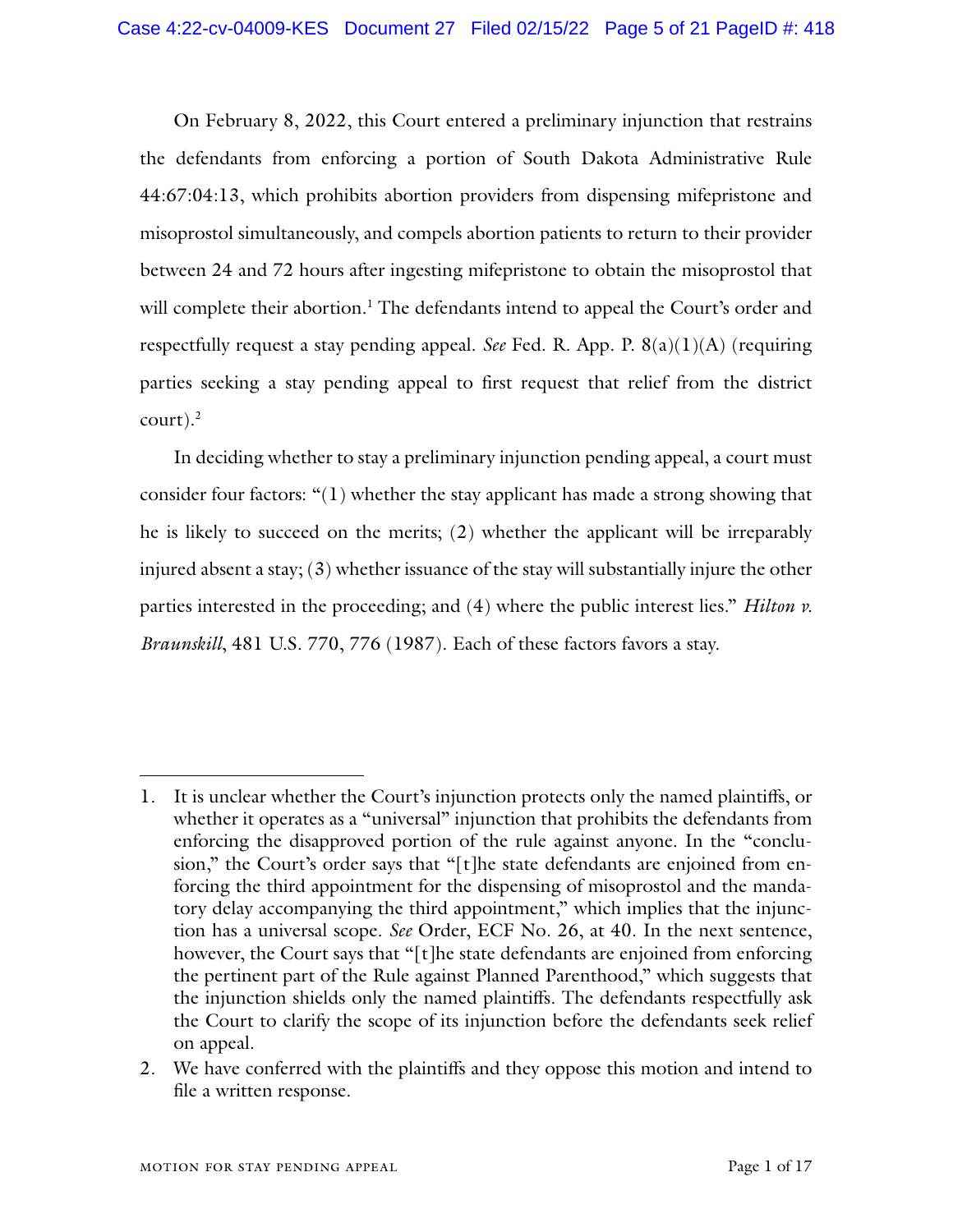On February 8, 2022, this Court entered a preliminary injunction that restrains the defendants from enforcing a portion of South Dakota Administrative Rule 44:67:04:13, which prohibits abortion providers from dispensing mifepristone and misoprostol simultaneously, and compels abortion patients to return to their provider between 24 and 72 hours after ingesting mifepristone to obtain the misoprostol that will complete their abortion.[1] The defendants intend to appeal the Court's order and respectfully request a stay pending appeal. *See* Fed. R. App. P. 8(a)(1)(A) (requiring parties seeking a stay pending appeal to first request that relief from the district court).[2]

In deciding whether to stay a preliminary injunction pending appeal, a court must consider four factors: "(1) whether the stay applicant has made a strong showing that he is likely to succeed on the merits; (2) whether the applicant will be irreparably injured absent a stay; (3) whether issuance of the stay will substantially injure the other parties interested in the proceeding; and (4) where the public interest lies." *Hilton v. Braunskill*, 481 U.S. 770, 776 (1987). Each of these factors favors a stay.

---

1. It is unclear whether the Court's injunction protects only the named plaintiffs, or whether it operates as a "universal" injunction that prohibits the defendants from enforcing the disapproved portion of the rule against anyone. In the "conclusion," the Court's order says that "[t]he state defendants are enjoined from enforcing the third appointment for the dispensing of misoprostol and the mandatory delay accompanying the third appointment," which implies that the injunction has a universal scope. *See* Order, ECF No. 26, at 40. In the next sentence, however, the Court says that "[t]he state defendants are enjoined from enforcing the pertinent part of the Rule against Planned Parenthood," which suggests that the injunction shields only the named plaintiffs. The defendants respectfully ask the Court to clarify the scope of its injunction before the defendants seek relief on appeal.

2. We have conferred with the plaintiffs and they oppose this motion and intend to file a written response.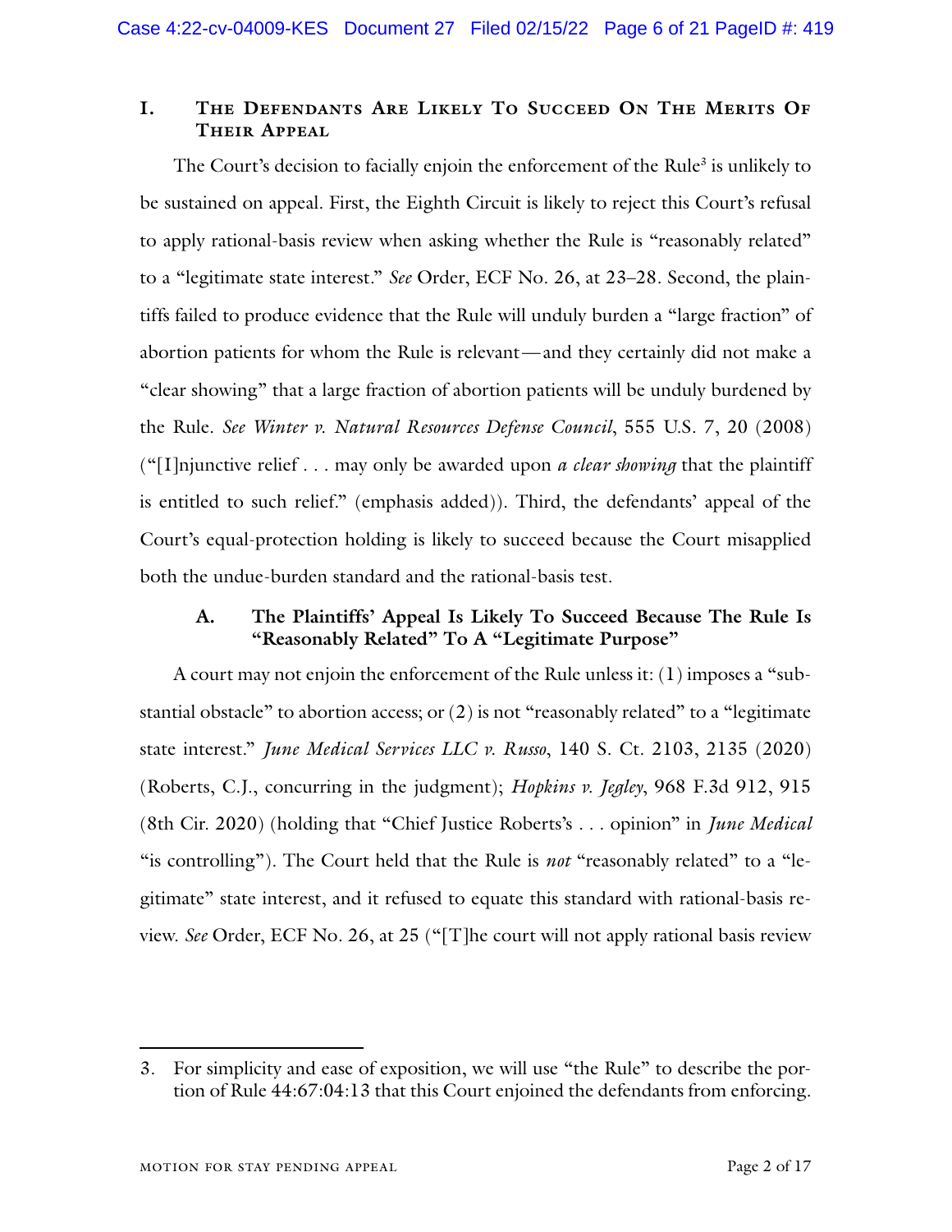## I. The Defendants Are Likely To Succeed On The Merits Of Their Appeal

The Court's decision to facially enjoin the enforcement of the Rule[3] is unlikely to be sustained on appeal. First, the Eighth Circuit is likely to reject this Court's refusal to apply rational-basis review when asking whether the Rule is "reasonably related" to a "legitimate state interest." *See* Order, ECF No. 26, at 23–28. Second, the plaintiffs failed to produce evidence that the Rule will unduly burden a "large fraction" of abortion patients for whom the Rule is relevant—and they certainly did not make a "clear showing" that a large fraction of abortion patients will be unduly burdened by the Rule. *See Winter v. Natural Resources Defense Council*, 555 U.S. 7, 20 (2008) ("[I]njunctive relief . . . may only be awarded upon *a clear showing* that the plaintiff is entitled to such relief." (emphasis added)). Third, the defendants' appeal of the Court's equal-protection holding is likely to succeed because the Court misapplied both the undue-burden standard and the rational-basis test.

### A. The Plaintiffs' Appeal Is Likely To Succeed Because The Rule Is "Reasonably Related" To A "Legitimate Purpose"

A court may not enjoin the enforcement of the Rule unless it: (1) imposes a "substantial obstacle" to abortion access; or (2) is not "reasonably related" to a "legitimate state interest." *June Medical Services LLC v. Russo*, 140 S. Ct. 2103, 2135 (2020) (Roberts, C.J., concurring in the judgment); *Hopkins v. Jegley*, 968 F.3d 912, 915 (8th Cir. 2020) (holding that "Chief Justice Roberts's . . . opinion" in *June Medical* "is controlling"). The Court held that the Rule is *not* "reasonably related" to a "legitimate" state interest, and it refused to equate this standard with rational-basis review. *See* Order, ECF No. 26, at 25 ("[T]he court will not apply rational basis review

---

3. For simplicity and ease of exposition, we will use "the Rule" to describe the portion of Rule 44:67:04:13 that this Court enjoined the defendants from enforcing.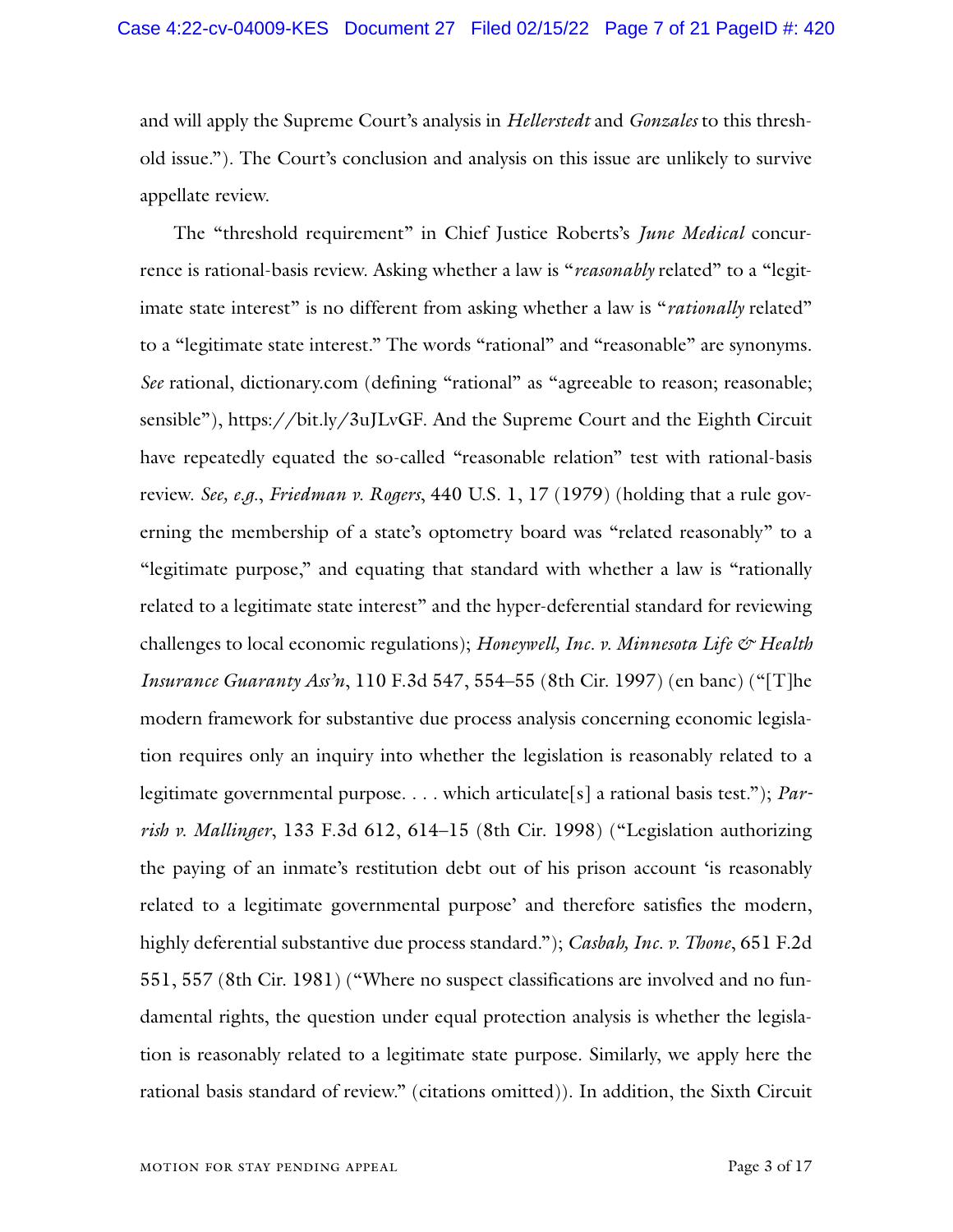and will apply the Supreme Court's analysis in *Hellerstedt* and *Gonzales* to this threshold issue."). The Court's conclusion and analysis on this issue are unlikely to survive appellate review.

The "threshold requirement" in Chief Justice Roberts's *June Medical* concurrence is rational-basis review. Asking whether a law is "*reasonably* related" to a "legitimate state interest" is no different from asking whether a law is "*rationally* related" to a "legitimate state interest." The words "rational" and "reasonable" are synonyms. *See* rational, dictionary.com (defining "rational" as "agreeable to reason; reasonable; sensible"), https://bit.ly/3uJLvGF. And the Supreme Court and the Eighth Circuit have repeatedly equated the so-called "reasonable relation" test with rational-basis review. *See, e.g.*, *Friedman v. Rogers*, 440 U.S. 1, 17 (1979) (holding that a rule governing the membership of a state's optometry board was "related reasonably" to a "legitimate purpose," and equating that standard with whether a law is "rationally related to a legitimate state interest" and the hyper-deferential standard for reviewing challenges to local economic regulations); *Honeywell, Inc. v. Minnesota Life & Health Insurance Guaranty Ass'n*, 110 F.3d 547, 554–55 (8th Cir. 1997) (en banc) ("[T]he modern framework for substantive due process analysis concerning economic legislation requires only an inquiry into whether the legislation is reasonably related to a legitimate governmental purpose. . . . which articulate[s] a rational basis test."); *Parrish v. Mallinger*, 133 F.3d 612, 614–15 (8th Cir. 1998) ("Legislation authorizing the paying of an inmate's restitution debt out of his prison account 'is reasonably related to a legitimate governmental purpose' and therefore satisfies the modern, highly deferential substantive due process standard."); *Casbah, Inc. v. Thone*, 651 F.2d 551, 557 (8th Cir. 1981) ("Where no suspect classifications are involved and no fundamental rights, the question under equal protection analysis is whether the legislation is reasonably related to a legitimate state purpose. Similarly, we apply here the rational basis standard of review." (citations omitted)). In addition, the Sixth Circuit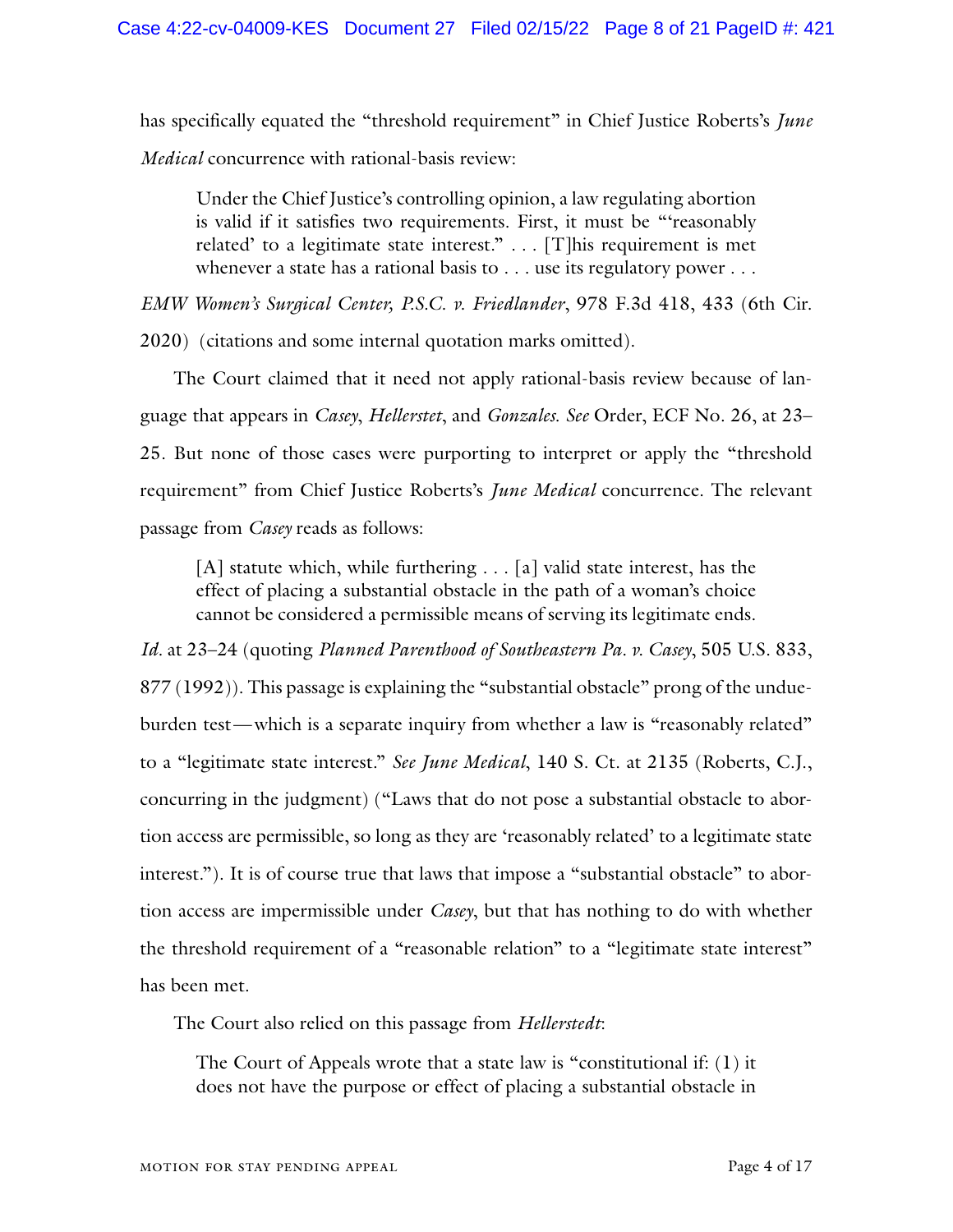has specifically equated the "threshold requirement" in Chief Justice Roberts's *June Medical* concurrence with rational-basis review:

> Under the Chief Justice's controlling opinion, a law regulating abortion is valid if it satisfies two requirements. First, it must be "'reasonably related' to a legitimate state interest." . . . [T]his requirement is met whenever a state has a rational basis to . . . use its regulatory power . . .

*EMW Women's Surgical Center, P.S.C. v. Friedlander*, 978 F.3d 418, 433 (6th Cir. 2020) (citations and some internal quotation marks omitted).

The Court claimed that it need not apply rational-basis review because of language that appears in *Casey*, *Hellerstet*, and *Gonzales*. *See* Order, ECF No. 26, at 23–25. But none of those cases were purporting to interpret or apply the "threshold requirement" from Chief Justice Roberts's *June Medical* concurrence. The relevant passage from *Casey* reads as follows:

> [A] statute which, while furthering . . . [a] valid state interest, has the effect of placing a substantial obstacle in the path of a woman's choice cannot be considered a permissible means of serving its legitimate ends.

*Id.* at 23–24 (quoting *Planned Parenthood of Southeastern Pa. v. Casey*, 505 U.S. 833, 877 (1992)). This passage is explaining the "substantial obstacle" prong of the undue-burden test—which is a separate inquiry from whether a law is "reasonably related" to a "legitimate state interest." *See June Medical*, 140 S. Ct. at 2135 (Roberts, C.J., concurring in the judgment) ("Laws that do not pose a substantial obstacle to abortion access are permissible, so long as they are 'reasonably related' to a legitimate state interest."). It is of course true that laws that impose a "substantial obstacle" to abortion access are impermissible under *Casey*, but that has nothing to do with whether the threshold requirement of a "reasonable relation" to a "legitimate state interest" has been met.

The Court also relied on this passage from *Hellerstedt*:

> The Court of Appeals wrote that a state law is "constitutional if: (1) it does not have the purpose or effect of placing a substantial obstacle in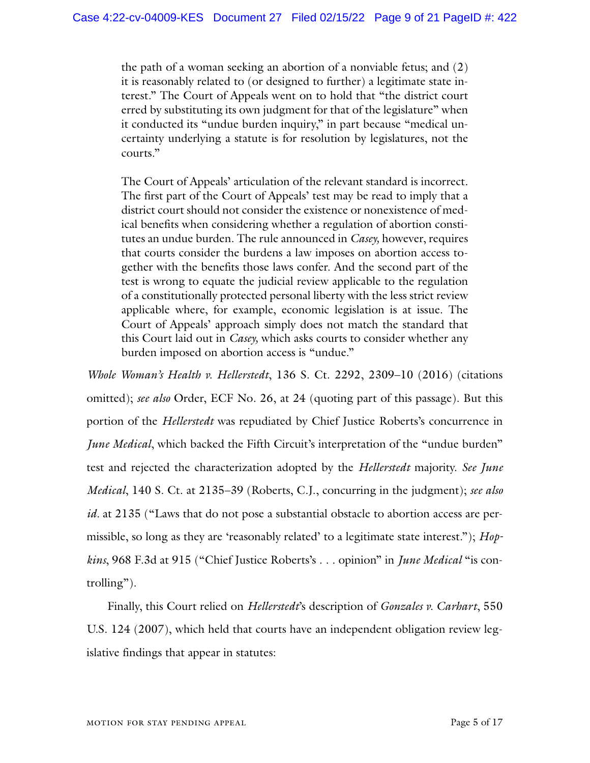> the path of a woman seeking an abortion of a nonviable fetus; and (2) it is reasonably related to (or designed to further) a legitimate state interest." The Court of Appeals went on to hold that "the district court erred by substituting its own judgment for that of the legislature" when it conducted its "undue burden inquiry," in part because "medical uncertainty underlying a statute is for resolution by legislatures, not the courts."
>
> The Court of Appeals' articulation of the relevant standard is incorrect. The first part of the Court of Appeals' test may be read to imply that a district court should not consider the existence or nonexistence of medical benefits when considering whether a regulation of abortion constitutes an undue burden. The rule announced in *Casey,* however, requires that courts consider the burdens a law imposes on abortion access together with the benefits those laws confer. And the second part of the test is wrong to equate the judicial review applicable to the regulation of a constitutionally protected personal liberty with the less strict review applicable where, for example, economic legislation is at issue. The Court of Appeals' approach simply does not match the standard that this Court laid out in *Casey,* which asks courts to consider whether any burden imposed on abortion access is "undue."

*Whole Woman's Health v. Hellerstedt*, 136 S. Ct. 2292, 2309–10 (2016) (citations omitted); *see also* Order, ECF No. 26, at 24 (quoting part of this passage). But this portion of the *Hellerstedt* was repudiated by Chief Justice Roberts's concurrence in *June Medical*, which backed the Fifth Circuit's interpretation of the "undue burden" test and rejected the characterization adopted by the *Hellerstedt* majority. *See June Medical*, 140 S. Ct. at 2135–39 (Roberts, C.J., concurring in the judgment); *see also id*. at 2135 ("Laws that do not pose a substantial obstacle to abortion access are permissible, so long as they are 'reasonably related' to a legitimate state interest."); *Hopkins*, 968 F.3d at 915 ("Chief Justice Roberts's . . . opinion" in *June Medical* "is controlling").

Finally, this Court relied on *Hellerstedt*'s description of *Gonzales v. Carhart*, 550 U.S. 124 (2007), which held that courts have an independent obligation review legislative findings that appear in statutes: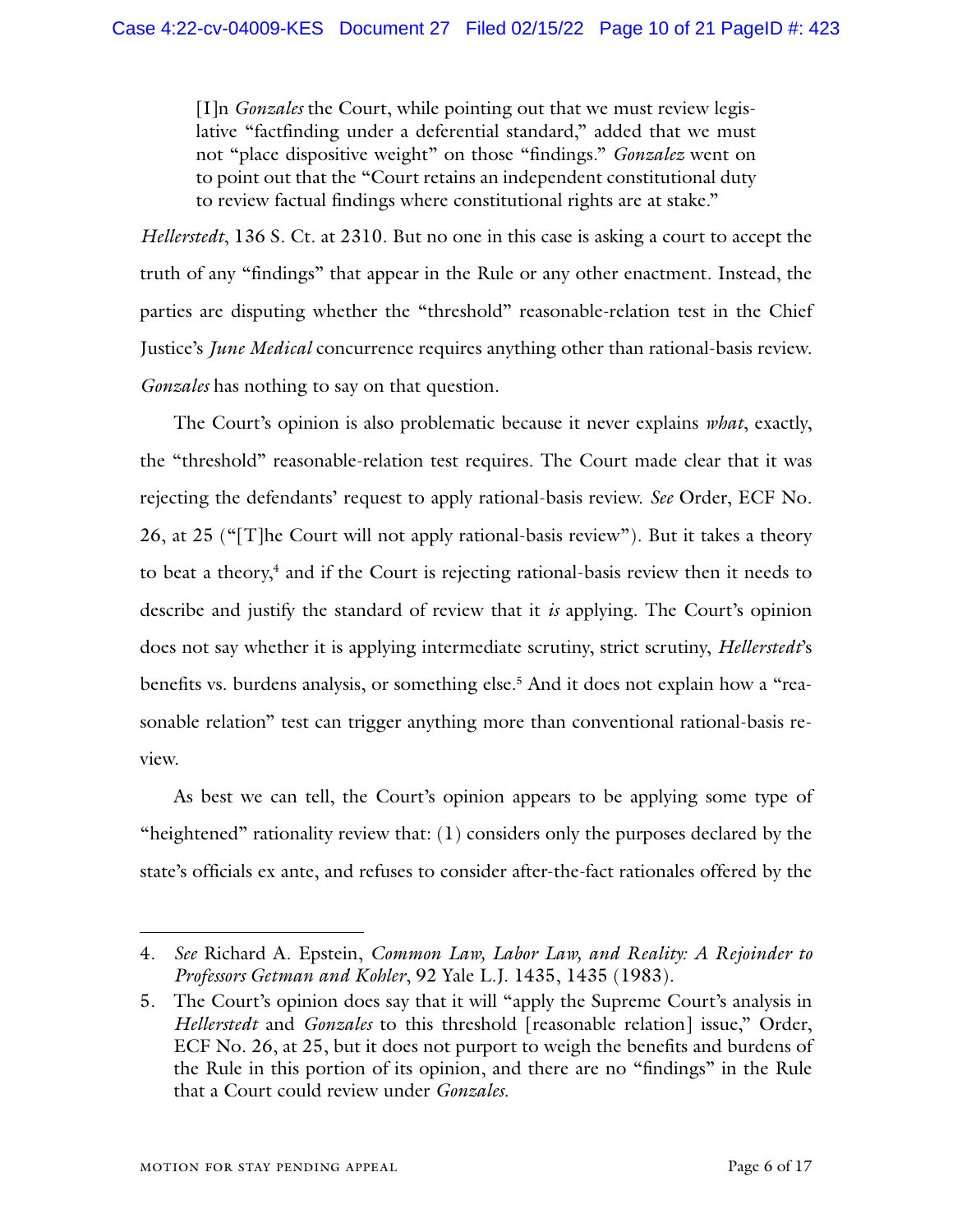> [I]n *Gonzales* the Court, while pointing out that we must review legislative "factfinding under a deferential standard," added that we must not "place dispositive weight" on those "findings." *Gonzalez* went on to point out that the "Court retains an independent constitutional duty to review factual findings where constitutional rights are at stake."

*Hellerstedt*, 136 S. Ct. at 2310. But no one in this case is asking a court to accept the truth of any "findings" that appear in the Rule or any other enactment. Instead, the parties are disputing whether the "threshold" reasonable-relation test in the Chief Justice's *June Medical* concurrence requires anything other than rational-basis review. *Gonzales* has nothing to say on that question.

The Court's opinion is also problematic because it never explains *what*, exactly, the "threshold" reasonable-relation test requires. The Court made clear that it was rejecting the defendants' request to apply rational-basis review. *See* Order, ECF No. 26, at 25 ("[T]he Court will not apply rational-basis review"). But it takes a theory to beat a theory,[4] and if the Court is rejecting rational-basis review then it needs to describe and justify the standard of review that it *is* applying. The Court's opinion does not say whether it is applying intermediate scrutiny, strict scrutiny, *Hellerstedt*'s benefits vs. burdens analysis, or something else.[5] And it does not explain how a "reasonable relation" test can trigger anything more than conventional rational-basis review.

As best we can tell, the Court's opinion appears to be applying some type of "heightened" rationality review that: (1) considers only the purposes declared by the state's officials ex ante, and refuses to consider after-the-fact rationales offered by the

---

4. *See* Richard A. Epstein, *Common Law, Labor Law, and Reality: A Rejoinder to Professors Getman and Kohler*, 92 Yale L.J. 1435, 1435 (1983).

5. The Court's opinion does say that it will "apply the Supreme Court's analysis in *Hellerstedt* and *Gonzales* to this threshold [reasonable relation] issue," Order, ECF No. 26, at 25, but it does not purport to weigh the benefits and burdens of the Rule in this portion of its opinion, and there are no "findings" in the Rule that a Court could review under *Gonzales*.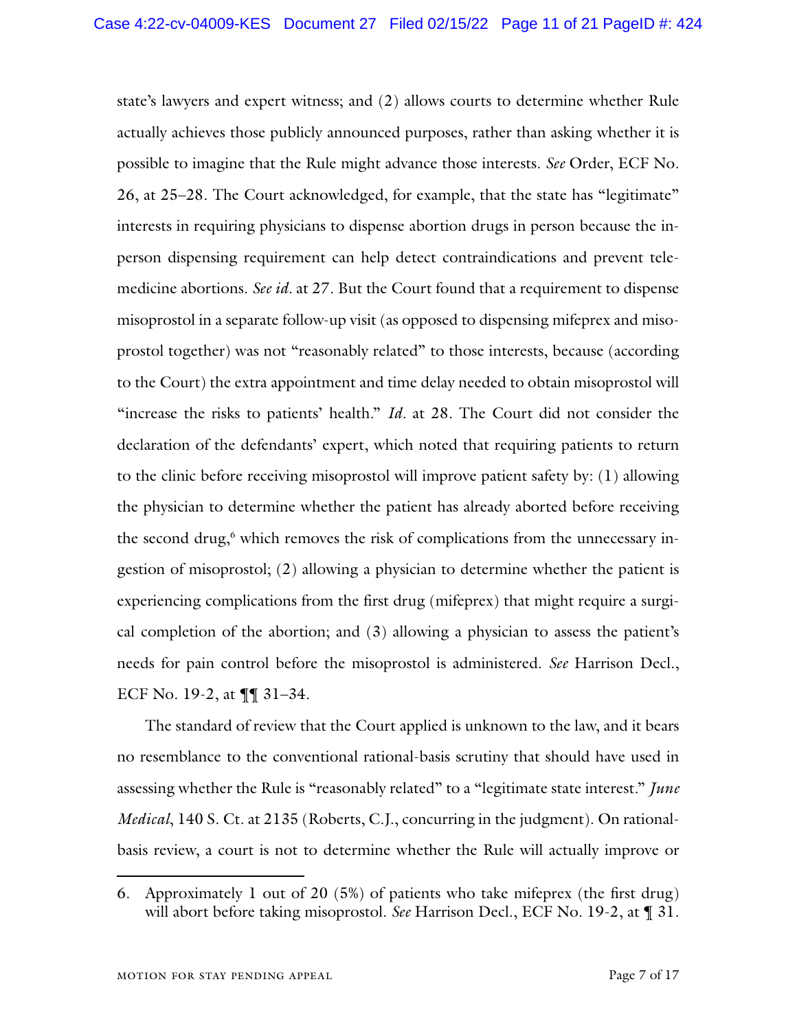state's lawyers and expert witness; and (2) allows courts to determine whether Rule actually achieves those publicly announced purposes, rather than asking whether it is possible to imagine that the Rule might advance those interests. *See* Order, ECF No. 26, at 25–28. The Court acknowledged, for example, that the state has "legitimate" interests in requiring physicians to dispense abortion drugs in person because the in-person dispensing requirement can help detect contraindications and prevent tele-medicine abortions. *See id*. at 27. But the Court found that a requirement to dispense misoprostol in a separate follow-up visit (as opposed to dispensing mifeprex and misoprostol together) was not "reasonably related" to those interests, because (according to the Court) the extra appointment and time delay needed to obtain misoprostol will "increase the risks to patients' health." *Id*. at 28. The Court did not consider the declaration of the defendants' expert, which noted that requiring patients to return to the clinic before receiving misoprostol will improve patient safety by: (1) allowing the physician to determine whether the patient has already aborted before receiving the second drug,[6] which removes the risk of complications from the unnecessary ingestion of misoprostol; (2) allowing a physician to determine whether the patient is experiencing complications from the first drug (mifeprex) that might require a surgical completion of the abortion; and (3) allowing a physician to assess the patient's needs for pain control before the misoprostol is administered. *See* Harrison Decl., ECF No. 19-2, at ¶¶ 31–34.

The standard of review that the Court applied is unknown to the law, and it bears no resemblance to the conventional rational-basis scrutiny that should have used in assessing whether the Rule is "reasonably related" to a "legitimate state interest." *June Medical*, 140 S. Ct. at 2135 (Roberts, C.J., concurring in the judgment). On rational-basis review, a court is not to determine whether the Rule will actually improve or

---

6. Approximately 1 out of 20 (5%) of patients who take mifeprex (the first drug) will abort before taking misoprostol. *See* Harrison Decl., ECF No. 19-2, at ¶ 31.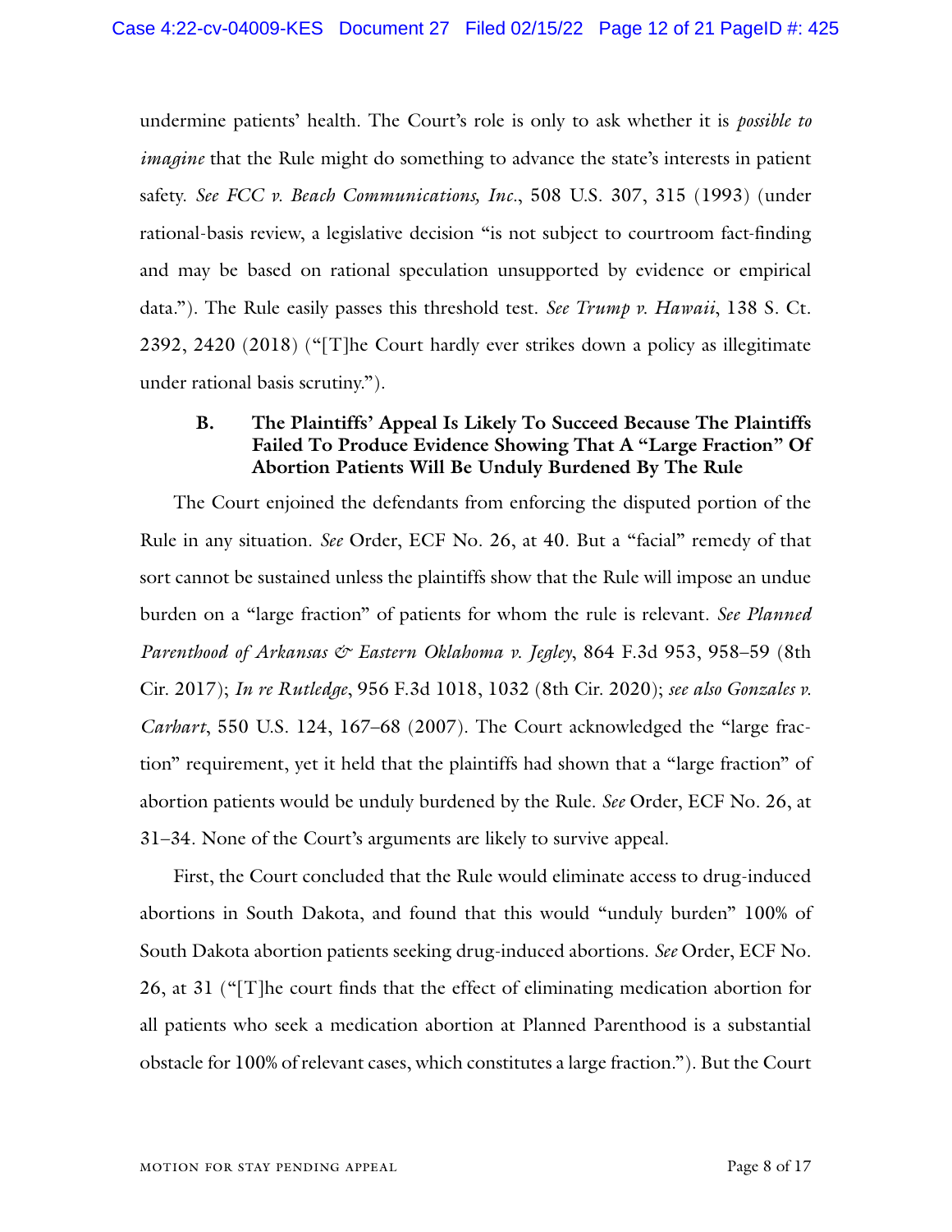undermine patients' health. The Court's role is only to ask whether it is *possible to imagine* that the Rule might do something to advance the state's interests in patient safety. *See FCC v. Beach Communications, Inc.*, 508 U.S. 307, 315 (1993) (under rational-basis review, a legislative decision "is not subject to courtroom fact-finding and may be based on rational speculation unsupported by evidence or empirical data."). The Rule easily passes this threshold test. *See Trump v. Hawaii*, 138 S. Ct. 2392, 2420 (2018) ("[T]he Court hardly ever strikes down a policy as illegitimate under rational basis scrutiny.").

### B. The Plaintiffs' Appeal Is Likely To Succeed Because The Plaintiffs Failed To Produce Evidence Showing That A "Large Fraction" Of Abortion Patients Will Be Unduly Burdened By The Rule

The Court enjoined the defendants from enforcing the disputed portion of the Rule in any situation. *See* Order, ECF No. 26, at 40. But a "facial" remedy of that sort cannot be sustained unless the plaintiffs show that the Rule will impose an undue burden on a "large fraction" of patients for whom the rule is relevant. *See Planned Parenthood of Arkansas & Eastern Oklahoma v. Jegley*, 864 F.3d 953, 958–59 (8th Cir. 2017); *In re Rutledge*, 956 F.3d 1018, 1032 (8th Cir. 2020); *see also Gonzales v. Carhart*, 550 U.S. 124, 167–68 (2007). The Court acknowledged the "large fraction" requirement, yet it held that the plaintiffs had shown that a "large fraction" of abortion patients would be unduly burdened by the Rule. *See* Order, ECF No. 26, at 31–34. None of the Court's arguments are likely to survive appeal.

First, the Court concluded that the Rule would eliminate access to drug-induced abortions in South Dakota, and found that this would "unduly burden" 100% of South Dakota abortion patients seeking drug-induced abortions. *See* Order, ECF No. 26, at 31 ("[T]he court finds that the effect of eliminating medication abortion for all patients who seek a medication abortion at Planned Parenthood is a substantial obstacle for 100% of relevant cases, which constitutes a large fraction."). But the Court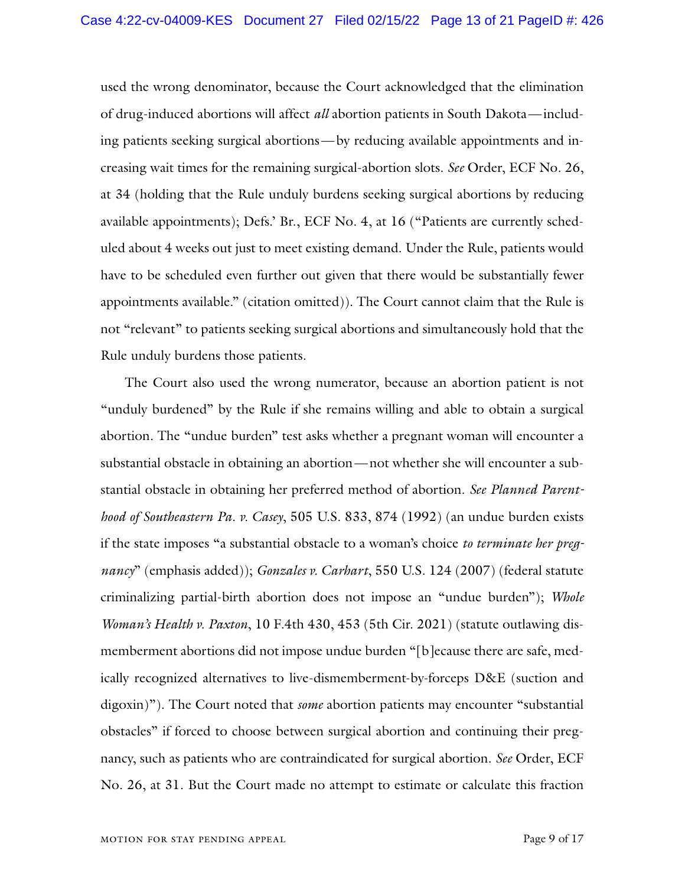used the wrong denominator, because the Court acknowledged that the elimination of drug-induced abortions will affect *all* abortion patients in South Dakota—including patients seeking surgical abortions—by reducing available appointments and increasing wait times for the remaining surgical-abortion slots. *See* Order, ECF No. 26, at 34 (holding that the Rule unduly burdens seeking surgical abortions by reducing available appointments); Defs.' Br., ECF No. 4, at 16 ("Patients are currently scheduled about 4 weeks out just to meet existing demand. Under the Rule, patients would have to be scheduled even further out given that there would be substantially fewer appointments available." (citation omitted)). The Court cannot claim that the Rule is not "relevant" to patients seeking surgical abortions and simultaneously hold that the Rule unduly burdens those patients.

The Court also used the wrong numerator, because an abortion patient is not "unduly burdened" by the Rule if she remains willing and able to obtain a surgical abortion. The "undue burden" test asks whether a pregnant woman will encounter a substantial obstacle in obtaining an abortion—not whether she will encounter a substantial obstacle in obtaining her preferred method of abortion. *See Planned Parenthood of Southeastern Pa. v. Casey*, 505 U.S. 833, 874 (1992) (an undue burden exists if the state imposes "a substantial obstacle to a woman's choice *to terminate her pregnancy*" (emphasis added)); *Gonzales v. Carhart*, 550 U.S. 124 (2007) (federal statute criminalizing partial-birth abortion does not impose an "undue burden"); *Whole Woman's Health v. Paxton*, 10 F.4th 430, 453 (5th Cir. 2021) (statute outlawing dismemberment abortions did not impose undue burden "[b]ecause there are safe, medically recognized alternatives to live-dismemberment-by-forceps D&E (suction and digoxin)"). The Court noted that *some* abortion patients may encounter "substantial obstacles" if forced to choose between surgical abortion and continuing their pregnancy, such as patients who are contraindicated for surgical abortion. *See* Order, ECF No. 26, at 31. But the Court made no attempt to estimate or calculate this fraction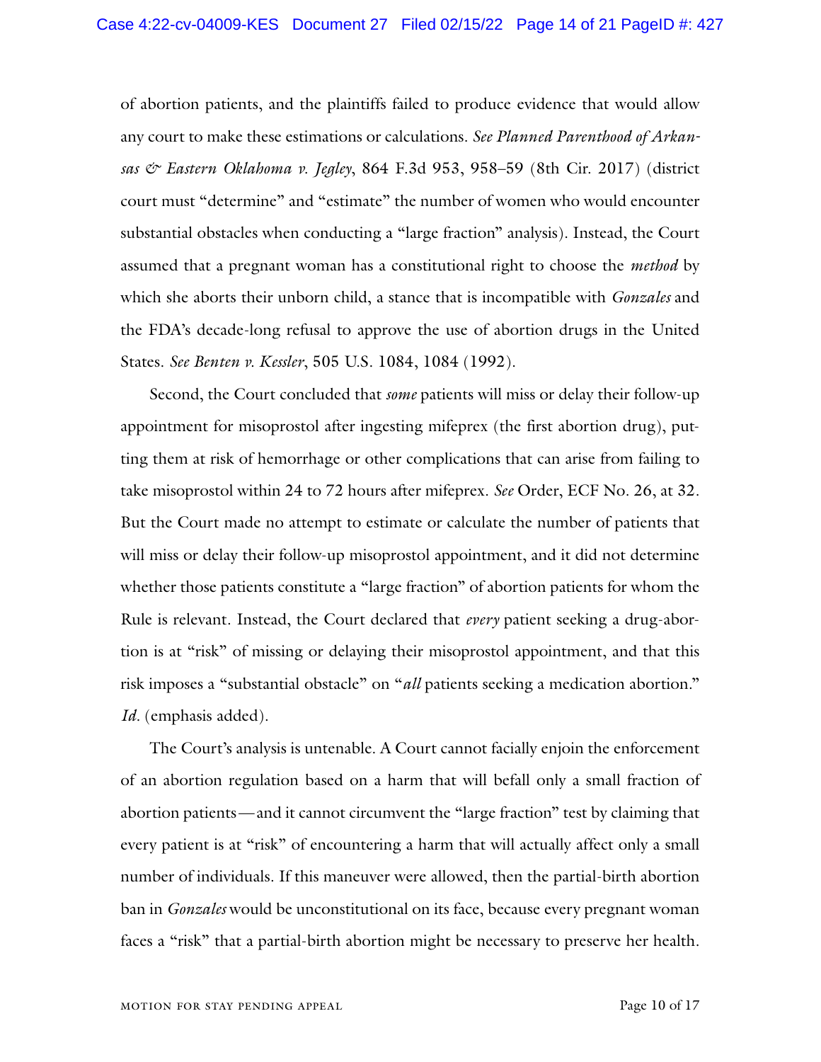of abortion patients, and the plaintiffs failed to produce evidence that would allow any court to make these estimations or calculations. *See Planned Parenthood of Arkansas & Eastern Oklahoma v. Jegley*, 864 F.3d 953, 958–59 (8th Cir. 2017) (district court must "determine" and "estimate" the number of women who would encounter substantial obstacles when conducting a "large fraction" analysis). Instead, the Court assumed that a pregnant woman has a constitutional right to choose the *method* by which she aborts their unborn child, a stance that is incompatible with *Gonzales* and the FDA's decade-long refusal to approve the use of abortion drugs in the United States. *See Benten v. Kessler*, 505 U.S. 1084, 1084 (1992).

Second, the Court concluded that *some* patients will miss or delay their follow-up appointment for misoprostol after ingesting mifeprex (the first abortion drug), putting them at risk of hemorrhage or other complications that can arise from failing to take misoprostol within 24 to 72 hours after mifeprex. *See* Order, ECF No. 26, at 32. But the Court made no attempt to estimate or calculate the number of patients that will miss or delay their follow-up misoprostol appointment, and it did not determine whether those patients constitute a "large fraction" of abortion patients for whom the Rule is relevant. Instead, the Court declared that *every* patient seeking a drug-abortion is at "risk" of missing or delaying their misoprostol appointment, and that this risk imposes a "substantial obstacle" on "*all* patients seeking a medication abortion." *Id*. (emphasis added).

The Court's analysis is untenable. A Court cannot facially enjoin the enforcement of an abortion regulation based on a harm that will befall only a small fraction of abortion patients—and it cannot circumvent the "large fraction" test by claiming that every patient is at "risk" of encountering a harm that will actually affect only a small number of individuals. If this maneuver were allowed, then the partial-birth abortion ban in *Gonzales* would be unconstitutional on its face, because every pregnant woman faces a "risk" that a partial-birth abortion might be necessary to preserve her health.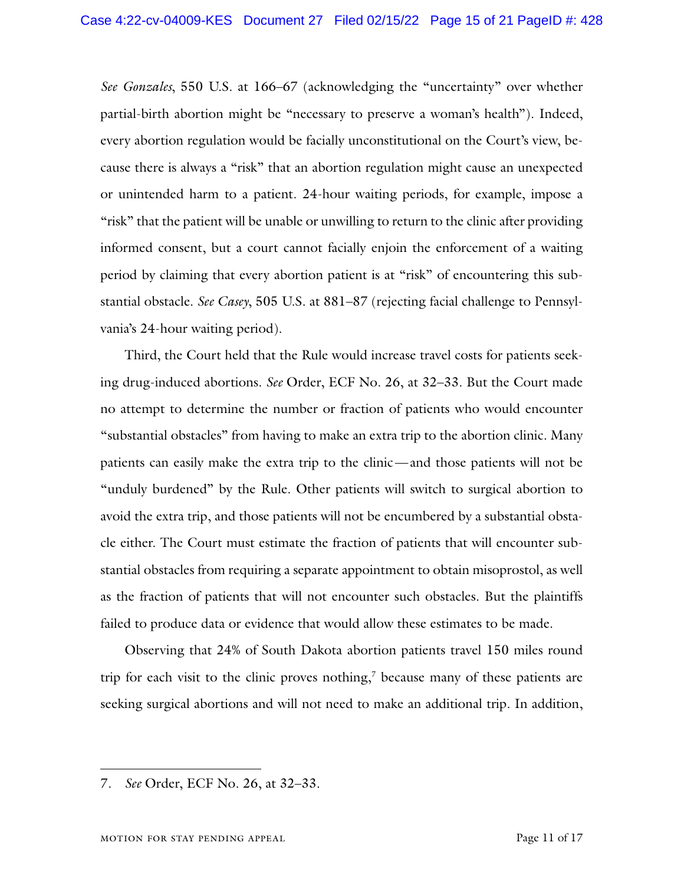*See Gonzales*, 550 U.S. at 166–67 (acknowledging the "uncertainty" over whether partial-birth abortion might be "necessary to preserve a woman's health"). Indeed, every abortion regulation would be facially unconstitutional on the Court's view, because there is always a "risk" that an abortion regulation might cause an unexpected or unintended harm to a patient. 24-hour waiting periods, for example, impose a "risk" that the patient will be unable or unwilling to return to the clinic after providing informed consent, but a court cannot facially enjoin the enforcement of a waiting period by claiming that every abortion patient is at "risk" of encountering this substantial obstacle. *See Casey*, 505 U.S. at 881–87 (rejecting facial challenge to Pennsylvania's 24-hour waiting period).

Third, the Court held that the Rule would increase travel costs for patients seeking drug-induced abortions. *See* Order, ECF No. 26, at 32–33. But the Court made no attempt to determine the number or fraction of patients who would encounter "substantial obstacles" from having to make an extra trip to the abortion clinic. Many patients can easily make the extra trip to the clinic—and those patients will not be "unduly burdened" by the Rule. Other patients will switch to surgical abortion to avoid the extra trip, and those patients will not be encumbered by a substantial obstacle either. The Court must estimate the fraction of patients that will encounter substantial obstacles from requiring a separate appointment to obtain misoprostol, as well as the fraction of patients that will not encounter such obstacles. But the plaintiffs failed to produce data or evidence that would allow these estimates to be made.

Observing that 24% of South Dakota abortion patients travel 150 miles round trip for each visit to the clinic proves nothing,[7] because many of these patients are seeking surgical abortions and will not need to make an additional trip. In addition,

7. *See* Order, ECF No. 26, at 32–33.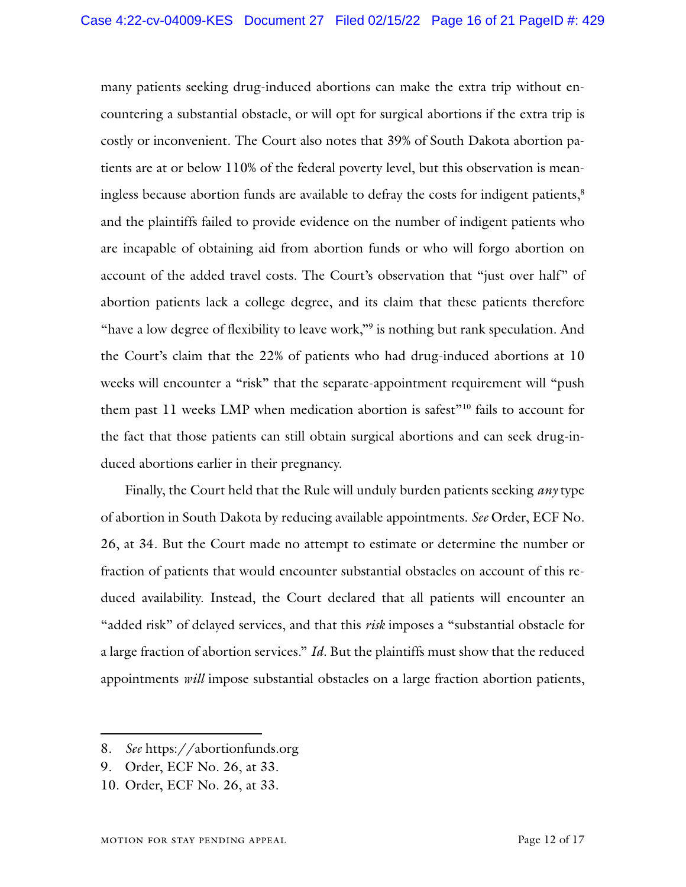many patients seeking drug-induced abortions can make the extra trip without encountering a substantial obstacle, or will opt for surgical abortions if the extra trip is costly or inconvenient. The Court also notes that 39% of South Dakota abortion patients are at or below 110% of the federal poverty level, but this observation is meaningless because abortion funds are available to defray the costs for indigent patients,[8] and the plaintiffs failed to provide evidence on the number of indigent patients who are incapable of obtaining aid from abortion funds or who will forgo abortion on account of the added travel costs. The Court's observation that "just over half" of abortion patients lack a college degree, and its claim that these patients therefore "have a low degree of flexibility to leave work,"[9] is nothing but rank speculation. And the Court's claim that the 22% of patients who had drug-induced abortions at 10 weeks will encounter a "risk" that the separate-appointment requirement will "push them past 11 weeks LMP when medication abortion is safest"[10] fails to account for the fact that those patients can still obtain surgical abortions and can seek drug-induced abortions earlier in their pregnancy.

Finally, the Court held that the Rule will unduly burden patients seeking *any* type of abortion in South Dakota by reducing available appointments. *See* Order, ECF No. 26, at 34. But the Court made no attempt to estimate or determine the number or fraction of patients that would encounter substantial obstacles on account of this reduced availability. Instead, the Court declared that all patients will encounter an "added risk" of delayed services, and that this *risk* imposes a "substantial obstacle for a large fraction of abortion services." *Id*. But the plaintiffs must show that the reduced appointments *will* impose substantial obstacles on a large fraction abortion patients,

---

8. *See* https://abortionfunds.org
9. Order, ECF No. 26, at 33.
10. Order, ECF No. 26, at 33.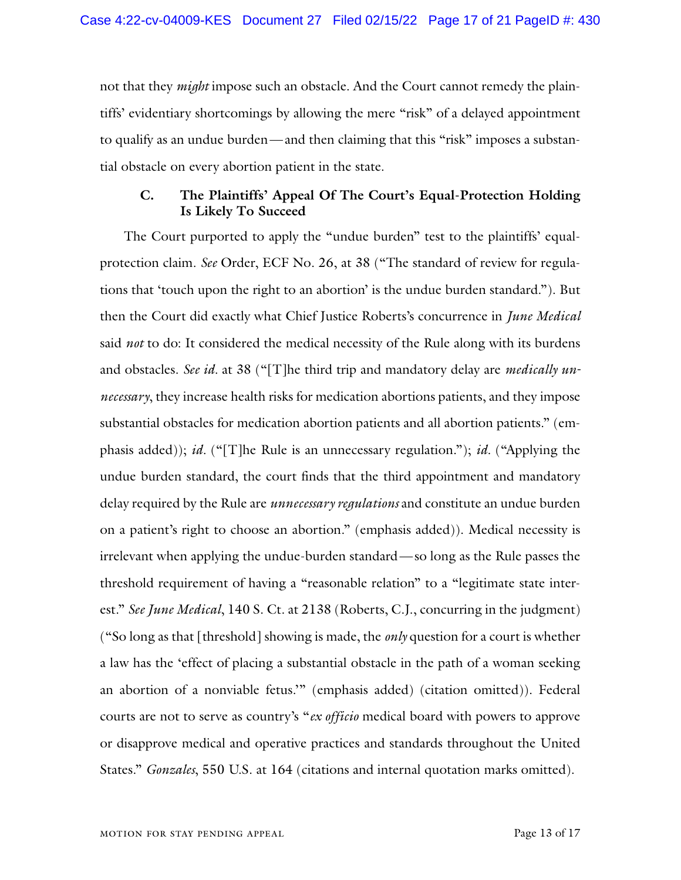not that they *might* impose such an obstacle. And the Court cannot remedy the plaintiffs' evidentiary shortcomings by allowing the mere "risk" of a delayed appointment to qualify as an undue burden — and then claiming that this "risk" imposes a substantial obstacle on every abortion patient in the state.

### C. The Plaintiffs' Appeal Of The Court's Equal-Protection Holding Is Likely To Succeed

The Court purported to apply the "undue burden" test to the plaintiffs' equal-protection claim. *See* Order, ECF No. 26, at 38 ("The standard of review for regulations that 'touch upon the right to an abortion' is the undue burden standard."). But then the Court did exactly what Chief Justice Roberts's concurrence in *June Medical* said *not* to do: It considered the medical necessity of the Rule along with its burdens and obstacles. *See id.* at 38 ("[T]he third trip and mandatory delay are *medically unnecessary*, they increase health risks for medication abortions patients, and they impose substantial obstacles for medication abortion patients and all abortion patients." (emphasis added)); *id.* ("[T]he Rule is an unnecessary regulation."); *id.* ("Applying the undue burden standard, the court finds that the third appointment and mandatory delay required by the Rule are *unnecessary regulations* and constitute an undue burden on a patient's right to choose an abortion." (emphasis added)). Medical necessity is irrelevant when applying the undue-burden standard — so long as the Rule passes the threshold requirement of having a "reasonable relation" to a "legitimate state interest." *See June Medical*, 140 S. Ct. at 2138 (Roberts, C.J., concurring in the judgment) ("So long as that [threshold] showing is made, the *only* question for a court is whether a law has the 'effect of placing a substantial obstacle in the path of a woman seeking an abortion of a nonviable fetus.'" (emphasis added) (citation omitted)). Federal courts are not to serve as country's "*ex officio* medical board with powers to approve or disapprove medical and operative practices and standards throughout the United States." *Gonzales*, 550 U.S. at 164 (citations and internal quotation marks omitted).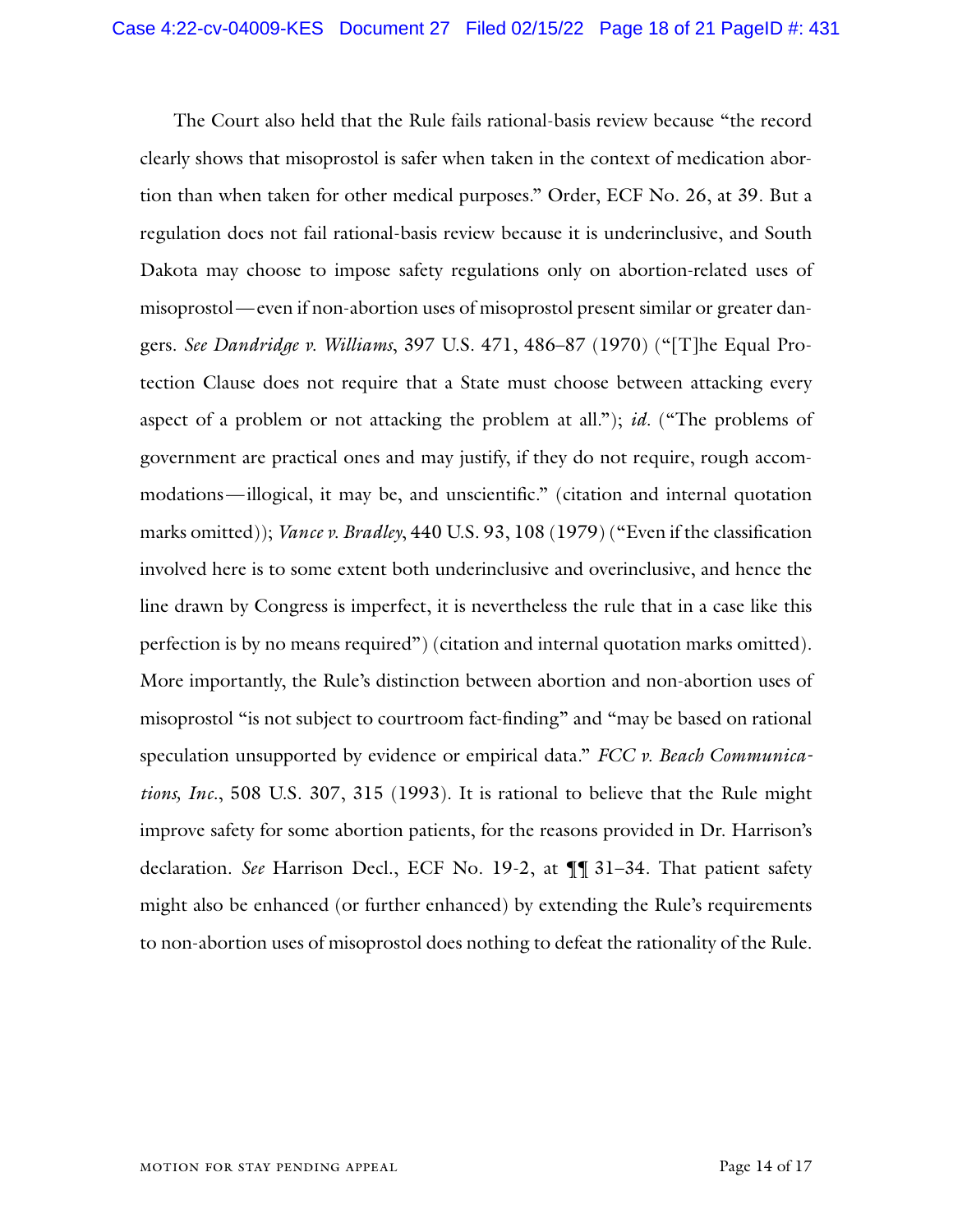The Court also held that the Rule fails rational-basis review because "the record clearly shows that misoprostol is safer when taken in the context of medication abortion than when taken for other medical purposes." Order, ECF No. 26, at 39. But a regulation does not fail rational-basis review because it is underinclusive, and South Dakota may choose to impose safety regulations only on abortion-related uses of misoprostol—even if non-abortion uses of misoprostol present similar or greater dangers. *See Dandridge v. Williams*, 397 U.S. 471, 486–87 (1970) ("[T]he Equal Protection Clause does not require that a State must choose between attacking every aspect of a problem or not attacking the problem at all."); *id.* ("The problems of government are practical ones and may justify, if they do not require, rough accommodations—illogical, it may be, and unscientific." (citation and internal quotation marks omitted)); *Vance v. Bradley*, 440 U.S. 93, 108 (1979) ("Even if the classification involved here is to some extent both underinclusive and overinclusive, and hence the line drawn by Congress is imperfect, it is nevertheless the rule that in a case like this perfection is by no means required") (citation and internal quotation marks omitted). More importantly, the Rule's distinction between abortion and non-abortion uses of misoprostol "is not subject to courtroom fact-finding" and "may be based on rational speculation unsupported by evidence or empirical data." *FCC v. Beach Communications, Inc.*, 508 U.S. 307, 315 (1993). It is rational to believe that the Rule might improve safety for some abortion patients, for the reasons provided in Dr. Harrison's declaration. *See* Harrison Decl., ECF No. 19-2, at ¶¶ 31–34. That patient safety might also be enhanced (or further enhanced) by extending the Rule's requirements to non-abortion uses of misoprostol does nothing to defeat the rationality of the Rule.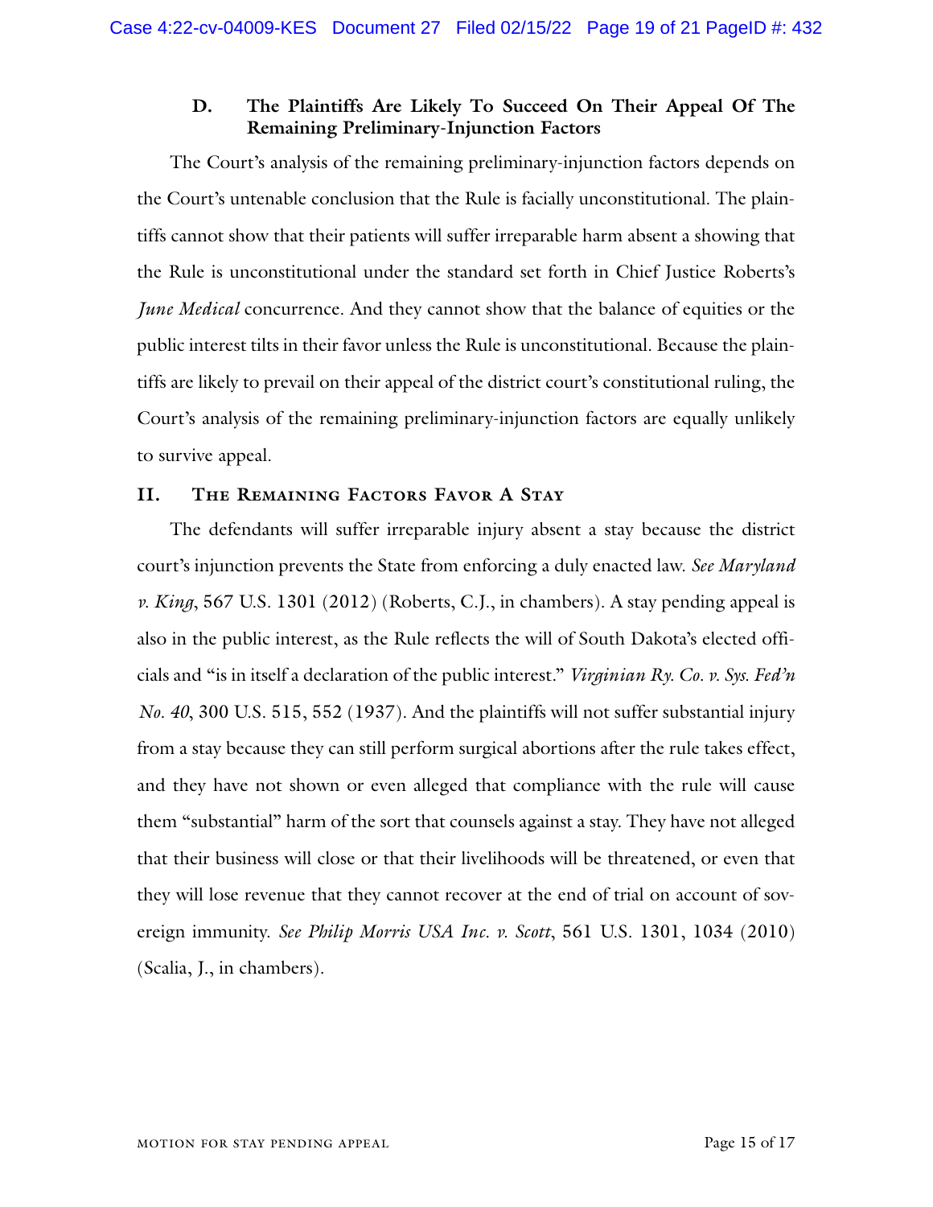### D. The Plaintiffs Are Likely To Succeed On Their Appeal Of The Remaining Preliminary-Injunction Factors

The Court's analysis of the remaining preliminary-injunction factors depends on the Court's untenable conclusion that the Rule is facially unconstitutional. The plaintiffs cannot show that their patients will suffer irreparable harm absent a showing that the Rule is unconstitutional under the standard set forth in Chief Justice Roberts's *June Medical* concurrence. And they cannot show that the balance of equities or the public interest tilts in their favor unless the Rule is unconstitutional. Because the plaintiffs are likely to prevail on their appeal of the district court's constitutional ruling, the Court's analysis of the remaining preliminary-injunction factors are equally unlikely to survive appeal.

## II. The Remaining Factors Favor A Stay

The defendants will suffer irreparable injury absent a stay because the district court's injunction prevents the State from enforcing a duly enacted law. *See Maryland v. King*, 567 U.S. 1301 (2012) (Roberts, C.J., in chambers). A stay pending appeal is also in the public interest, as the Rule reflects the will of South Dakota's elected officials and "is in itself a declaration of the public interest." *Virginian Ry. Co. v. Sys. Fed'n No. 40*, 300 U.S. 515, 552 (1937). And the plaintiffs will not suffer substantial injury from a stay because they can still perform surgical abortions after the rule takes effect, and they have not shown or even alleged that compliance with the rule will cause them "substantial" harm of the sort that counsels against a stay. They have not alleged that their business will close or that their livelihoods will be threatened, or even that they will lose revenue that they cannot recover at the end of trial on account of sovereign immunity. *See Philip Morris USA Inc. v. Scott*, 561 U.S. 1301, 1034 (2010) (Scalia, J., in chambers).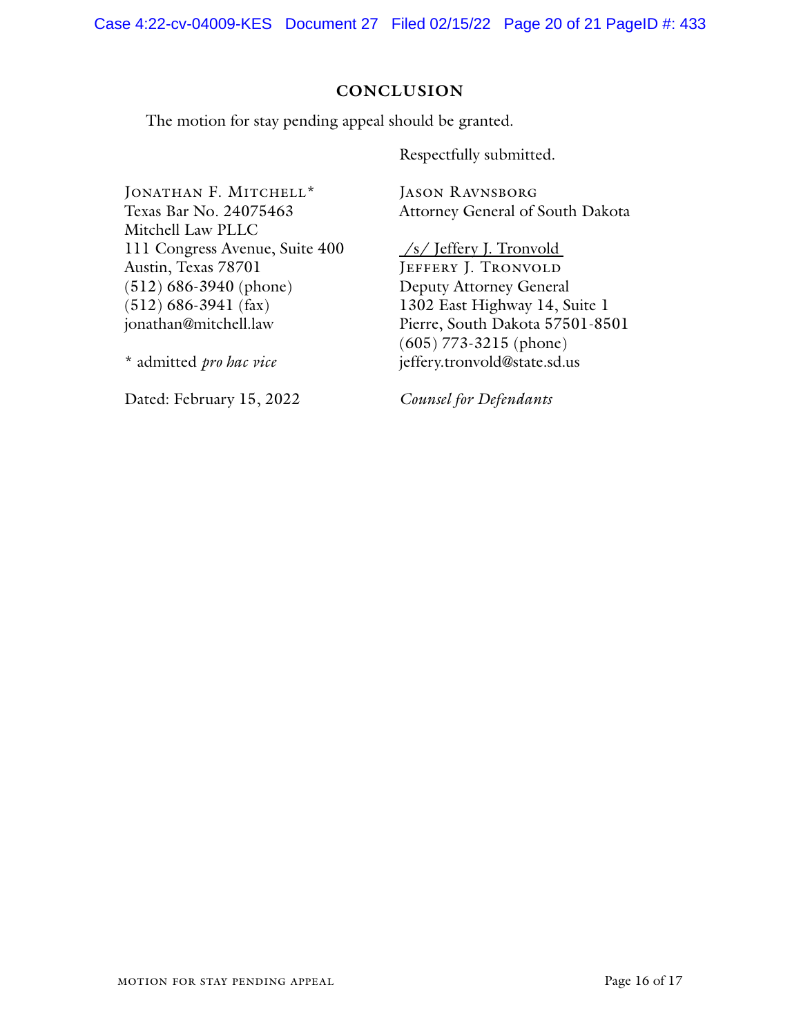## CONCLUSION

The motion for stay pending appeal should be granted.

Respectfully submitted.

JONATHAN F. MITCHELL*
Texas Bar No. 24075463
Mitchell Law PLLC
111 Congress Avenue, Suite 400
Austin, Texas 78701
(512) 686-3940 (phone)
(512) 686-3941 (fax)
jonathan@mitchell.law

\* admitted *pro hac vice*

Dated: February 15, 2022

JASON RAVNSBORG
Attorney General of South Dakota

/s/ Jeffery J. Tronvold
JEFFERY J. TRONVOLD
Deputy Attorney General
1302 East Highway 14, Suite 1
Pierre, South Dakota 57501-8501
(605) 773-3215 (phone)
jeffery.tronvold@state.sd.us

*Counsel for Defendants*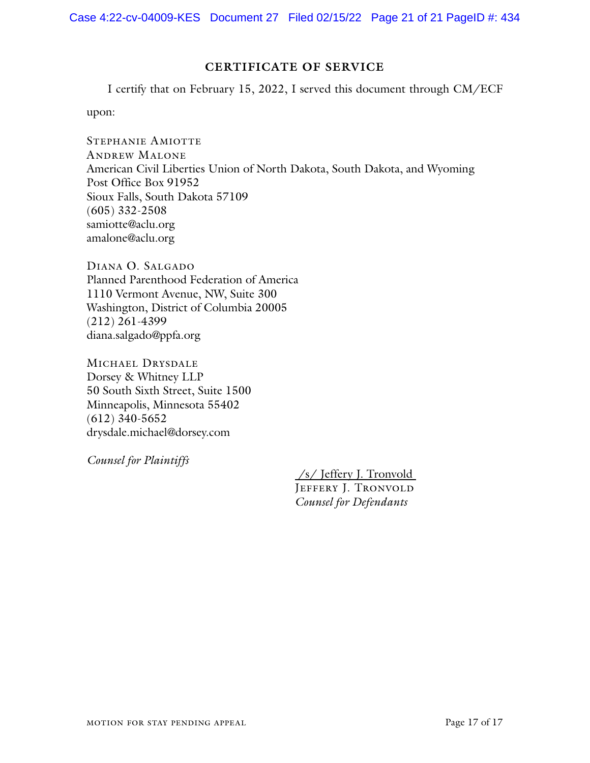## CERTIFICATE OF SERVICE

I certify that on February 15, 2022, I served this document through CM/ECF upon:

STEPHANIE AMIOTTE
ANDREW MALONE
American Civil Liberties Union of North Dakota, South Dakota, and Wyoming
Post Office Box 91952
Sioux Falls, South Dakota 57109
(605) 332-2508
samiotte@aclu.org
amalone@aclu.org

DIANA O. SALGADO
Planned Parenthood Federation of America
1110 Vermont Avenue, NW, Suite 300
Washington, District of Columbia 20005
(212) 261-4399
diana.salgado@ppfa.org

MICHAEL DRYSDALE
Dorsey & Whitney LLP
50 South Sixth Street, Suite 1500
Minneapolis, Minnesota 55402
(612) 340-5652
drysdale.michael@dorsey.com

*Counsel for Plaintiffs*

/s/ Jeffery J. Tronvold
JEFFERY J. TRONVOLD
*Counsel for Defendants*